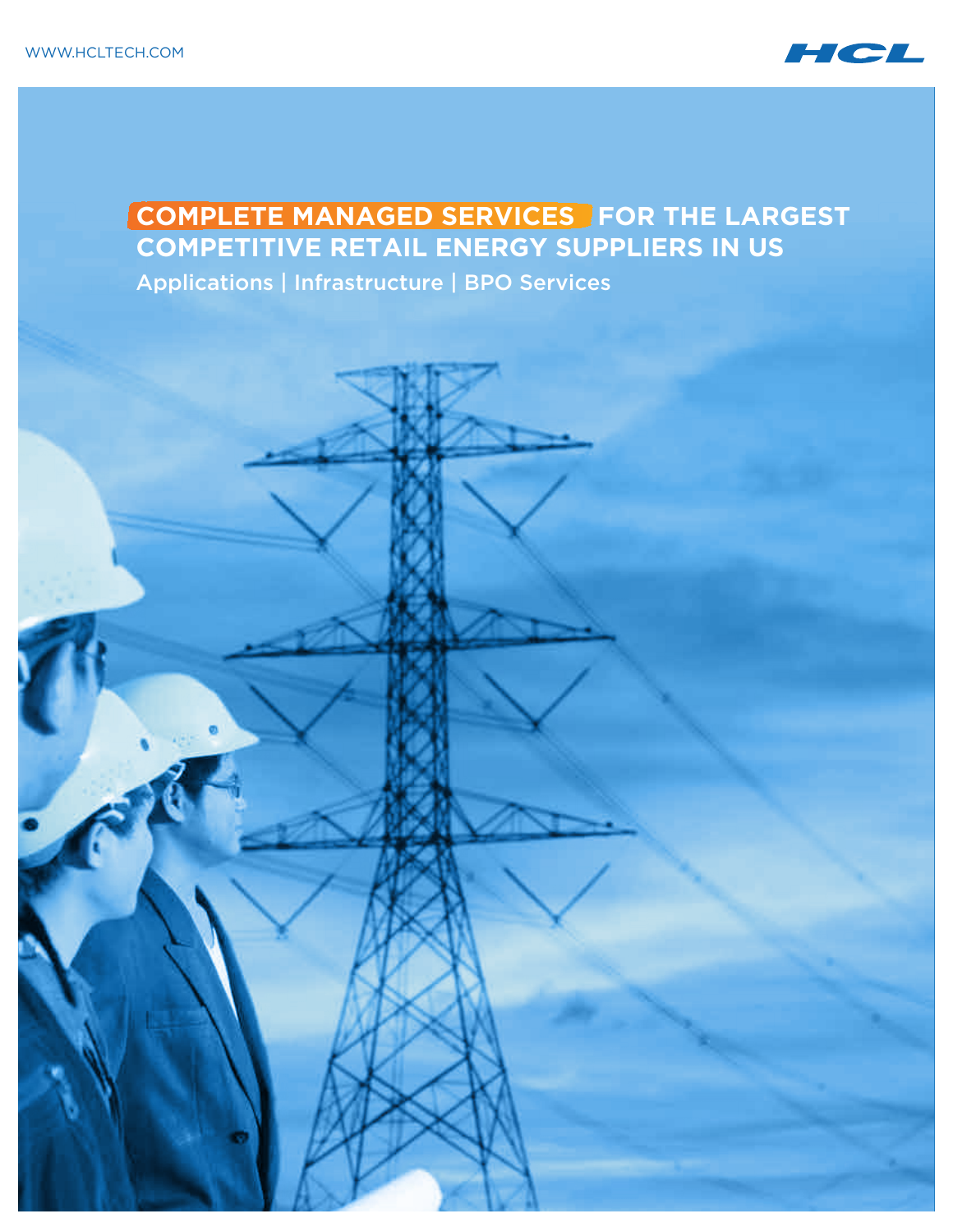WWW.HCLTECH.COM

# COMPLETE MANAGED SERVICES FOR THE LARGEST COMPETITIVE RETAIL ENERGY SUPPLIERS IN US

Applications | Infrastructure | BPO Services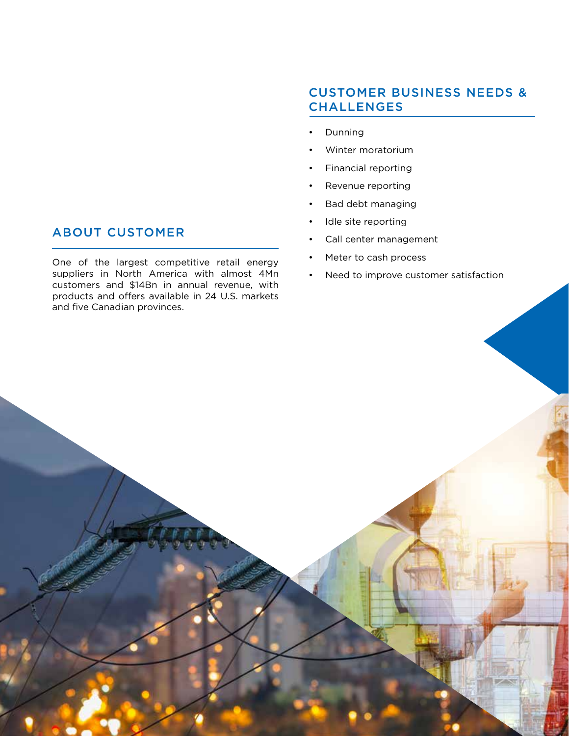## ABOUT CUSTOMER

One of the largest competitive retail energy suppliers in North America with almost 4Mn customers and $14Bn in annual revenue, with products and offers available in 24 U.S. markets and five Canadian provinces.

## CUSTOMER BUSINESS NEEDS & CHALLENGES

- Dunning
- Winter moratorium
- Financial reporting
- Revenue reporting
- Bad debt managing
- Idle site reporting
- Call center management
- Meter to cash process
- Need to improve customer satisfaction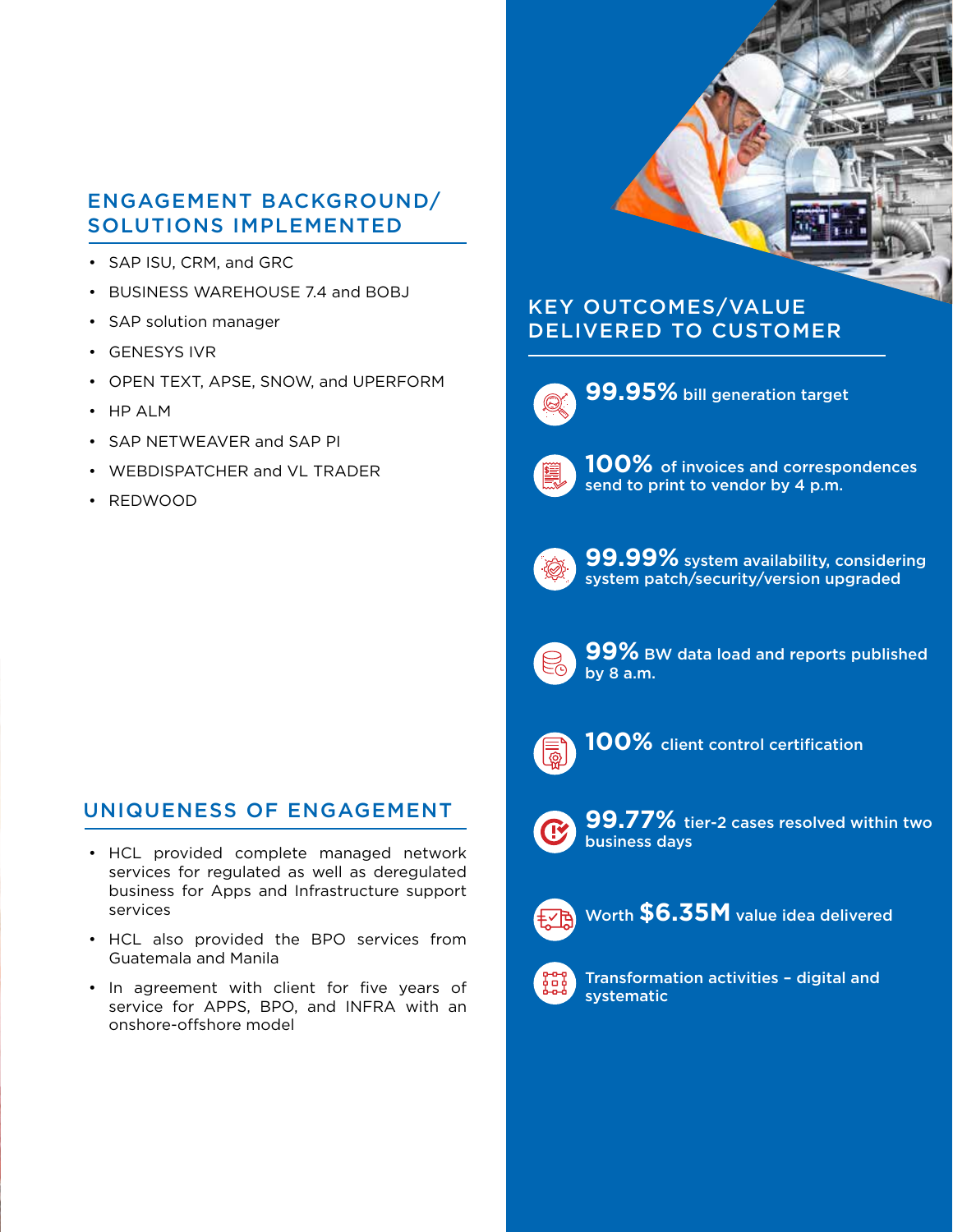## ENGAGEMENT BACKGROUND/ SOLUTIONS IMPLEMENTED

- SAP ISU, CRM, and GRC
- BUSINESS WAREHOUSE 7.4 and BOBJ
- SAP solution manager
- GENESYS IVR
- OPEN TEXT, APSE, SNOW, and UPERFORM
- HP ALM
- SAP NETWEAVER and SAP PI
- WEBDISPATCHER and VL TRADER
- REDWOOD

## UNIQUENESS OF ENGAGEMENT

- HCL provided complete managed network services for regulated as well as deregulated business for Apps and Infrastructure support services
- HCL also provided the BPO services from Guatemala and Manila
- In agreement with client for five years of service for APPS, BPO, and INFRA with an onshore-offshore model

## KEY OUTCOMES/VALUE DELIVERED TO CUSTOMER

- **99.95%** bill generation target
- **100%** of invoices and correspondences send to print to vendor by 4 p.m.
- **99.99%** system availability, considering system patch/security/version upgraded
- **99%** BW data load and reports published by 8 a.m.
- **100%** client control certification
- **99.77%** tier-2 cases resolved within two business days
- Worth **$6.35M** value idea delivered
- Transformation activities – digital and systematic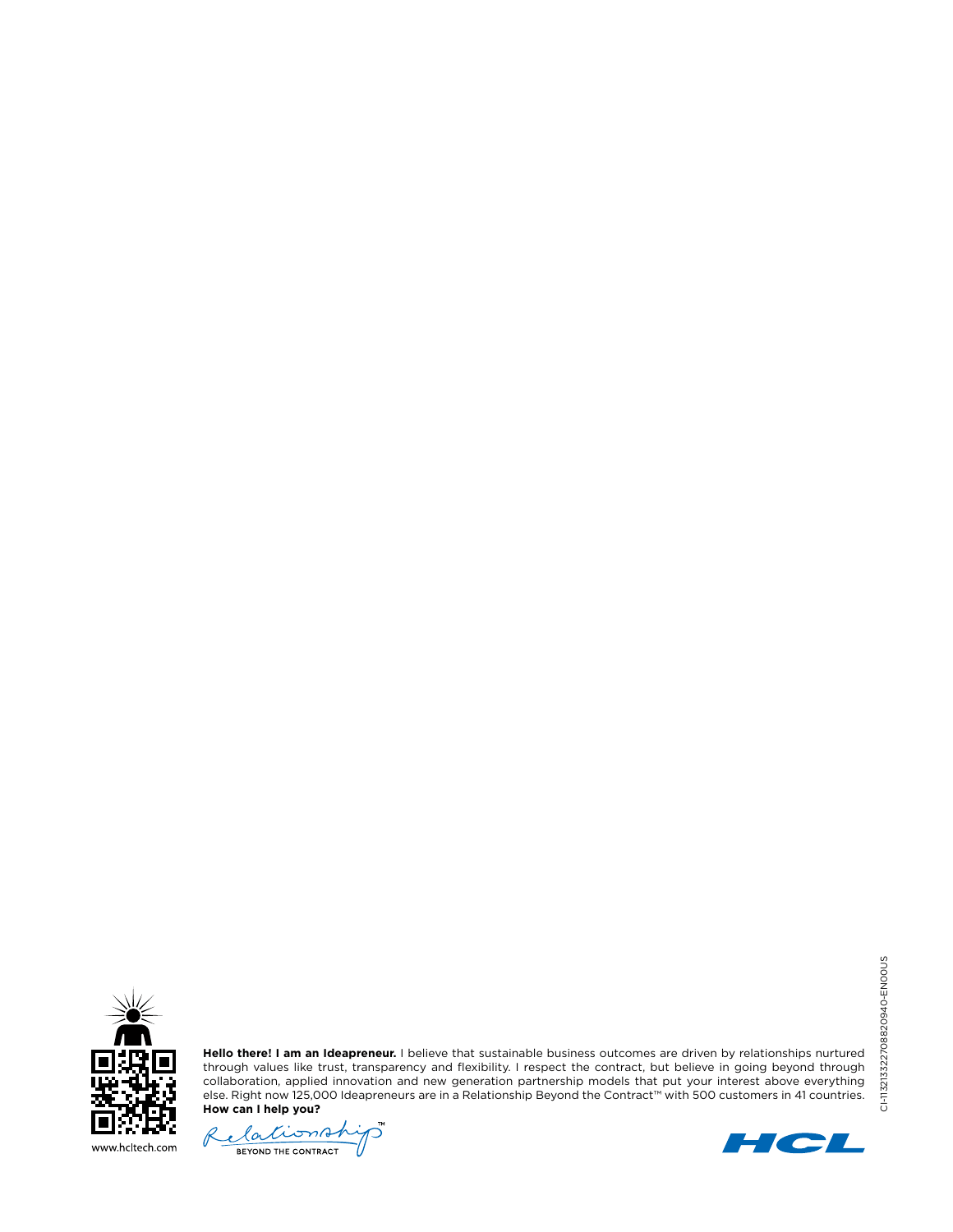www.hcltech.com

**Hello there! I am an Ideapreneur.** I believe that sustainable business outcomes are driven by relationships nurtured through values like trust, transparency and flexibility. I respect the contract, but believe in going beyond through collaboration, applied innovation and new generation partnership models that put your interest above everything else. Right now 125,000 Ideapreneurs are in a Relationship Beyond the Contract™ with 500 customers in 41 countries. **How can I help you?**

Relationship™ BEYOND THE CONTRACT

HCL

CI-1132133227088209940-EN00US